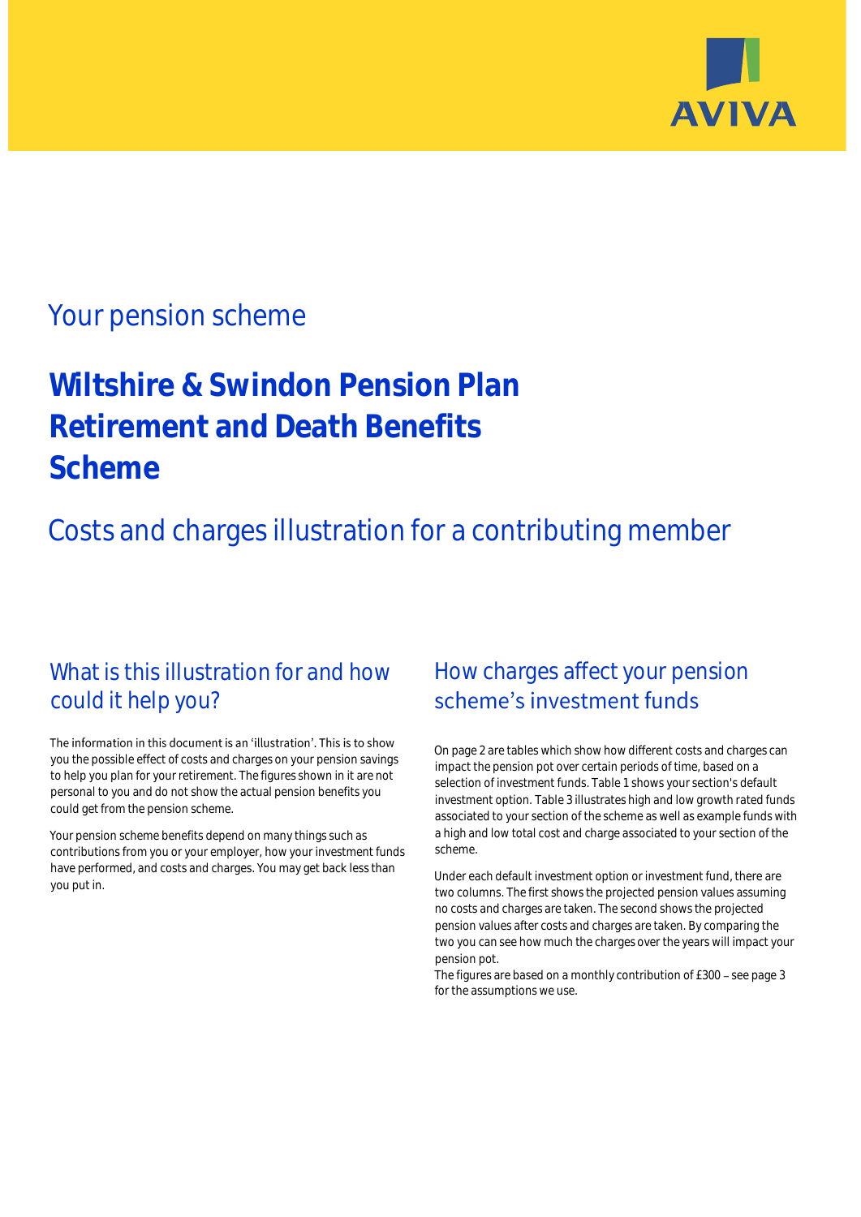AVIVA

# Your pension scheme

## Wiltshire & Swindon Pension Plan Retirement and Death Benefits Scheme

# Costs and charges illustration for a contributing member

## What is this illustration for and how could it help you?

The information in this document is an 'illustration'. This is to show you the possible effect of costs and charges on your pension savings to help you plan for your retirement. The figures shown in it are not personal to you and do not show the actual pension benefits you could get from the pension scheme.

Your pension scheme benefits depend on many things such as contributions from you or your employer, how your investment funds have performed, and costs and charges. You may get back less than you put in.

## How charges affect your pension scheme's investment funds

On page 2 are tables which show how different costs and charges can impact the pension pot over certain periods of time, based on a selection of investment funds. Table 1 shows your section's default investment option. Table 3 illustrates high and low growth rated funds associated to your section of the scheme as well as example funds with a high and low total cost and charge associated to your section of the scheme.

Under each default investment option or investment fund, there are two columns. The first shows the projected pension values assuming no costs and charges are taken. The second shows the projected pension values after costs and charges are taken. By comparing the two you can see how much the charges over the years will impact your pension pot.

The figures are based on a monthly contribution of £300 – see page 3 for the assumptions we use.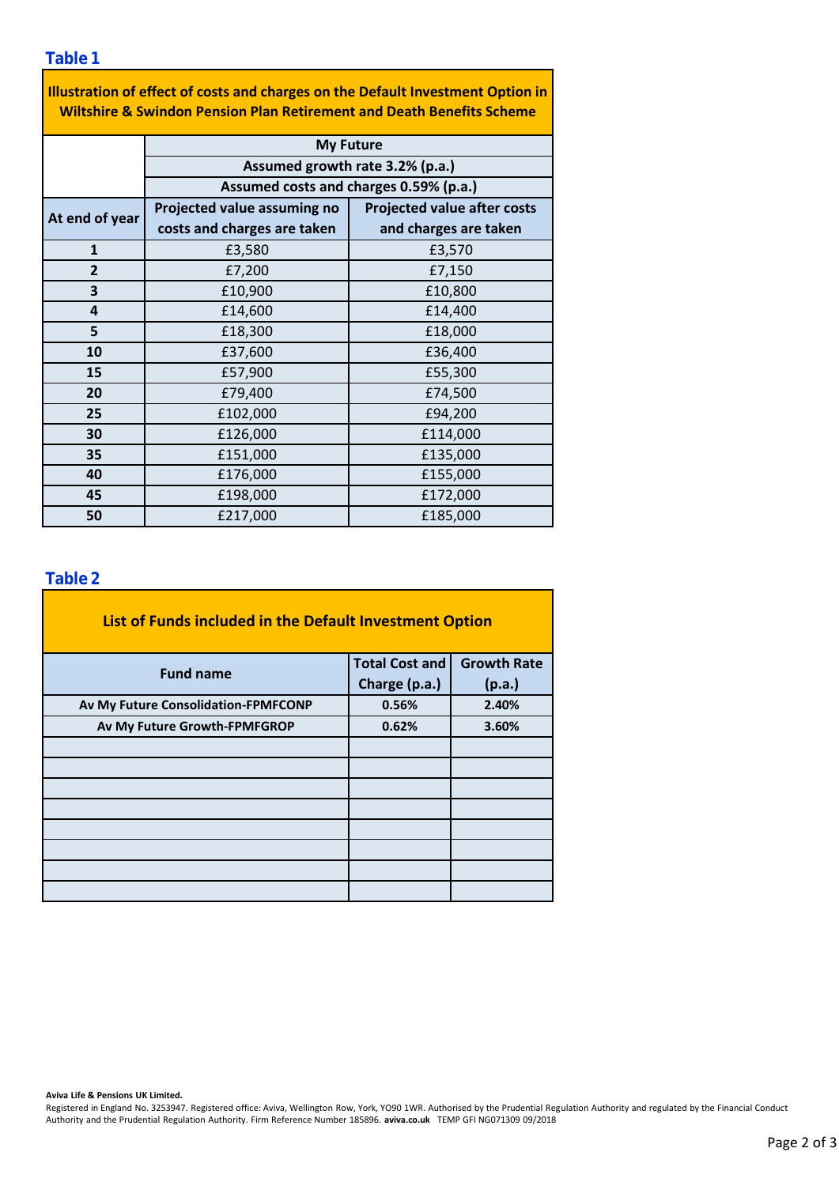## Table 1

| Illustration of effect of costs and charges on the Default Investment Option in Wiltshire & Swindon Pension Plan Retirement and Death Benefits Scheme | | |
|---|---|---|
| | My Future | |
| | Assumed growth rate 3.2% (p.a.) | |
| | Assumed costs and charges 0.59% (p.a.) | |
| **At end of year** | **Projected value assuming no costs and charges are taken** | **Projected value after costs and charges are taken** |
| **1** | £3,580 | £3,570 |
| **2** | £7,200 | £7,150 |
| **3** | £10,900 | £10,800 |
| **4** | £14,600 | £14,400 |
| **5** | £18,300 | £18,000 |
| **10** | £37,600 | £36,400 |
| **15** | £57,900 | £55,300 |
| **20** | £79,400 | £74,500 |
| **25** | £102,000 | £94,200 |
| **30** | £126,000 | £114,000 |
| **35** | £151,000 | £135,000 |
| **40** | £176,000 | £155,000 |
| **45** | £198,000 | £172,000 |
| **50** | £217,000 | £185,000 |

## Table 2

| List of Funds included in the Default Investment Option | | |
|---|---|---|
| **Fund name** | **Total Cost and Charge (p.a.)** | **Growth Rate (p.a.)** |
| **Av My Future Consolidation-FPMFCONP** | **0.56%** | **2.40%** |
| **Av My Future Growth-FPMFGROP** | **0.62%** | **3.60%** |
| | | |
| | | |
| | | |
| | | |
| | | |
| | | |
| | | |
| | | |

**Aviva Life & Pensions UK Limited.**
Registered in England No. 3253947. Registered office: Aviva, Wellington Row, York, YO90 1WR. Authorised by the Prudential Regulation Authority and regulated by the Financial Conduct Authority and the Prudential Regulation Authority. Firm Reference Number 185896. **aviva.co.uk** TEMP GFI NG071309 09/2018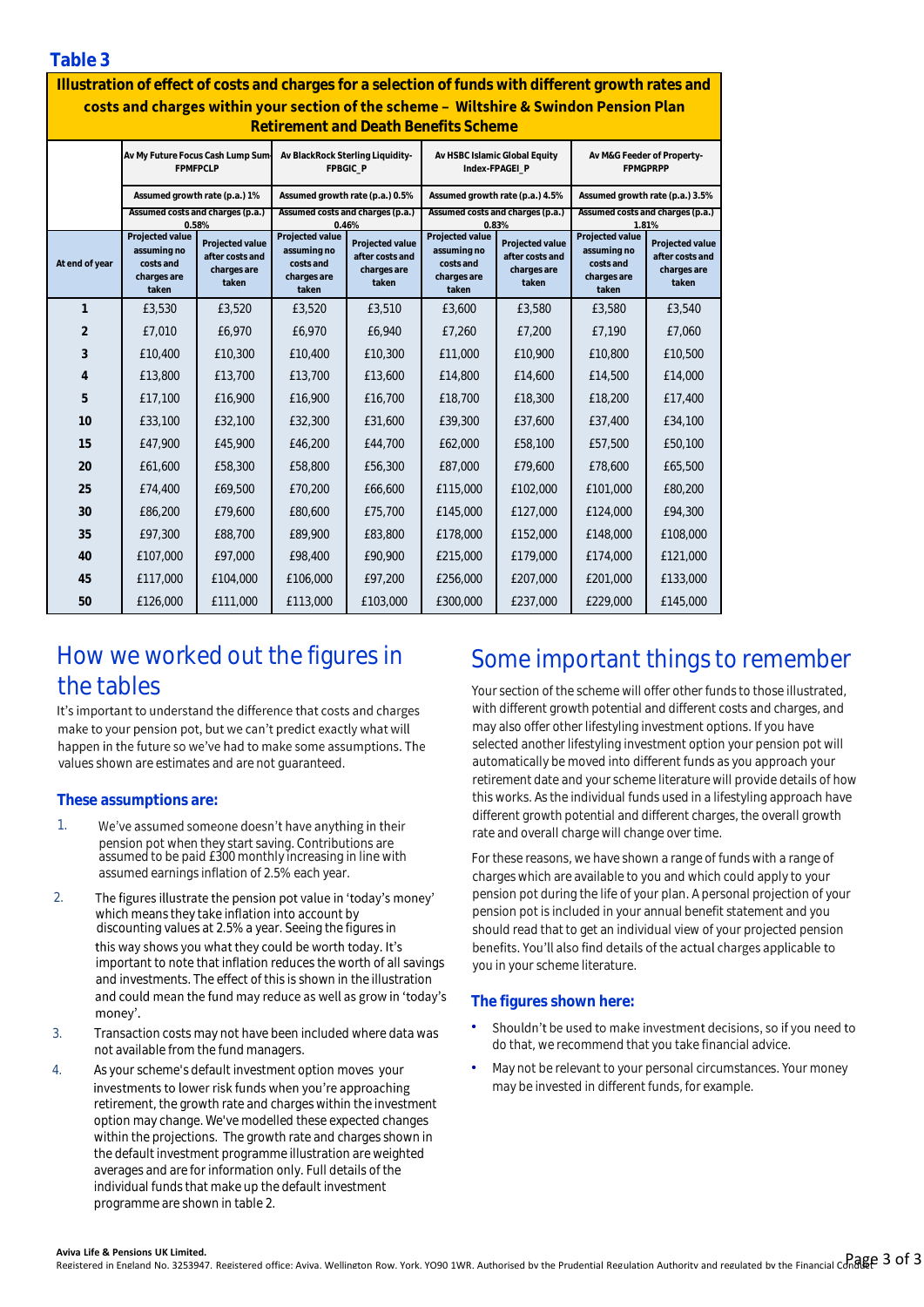## Table 3

| Illustration of effect of costs and charges for a selection of funds with different growth rates and costs and charges within your section of the scheme – Wiltshire & Swindon Pension Plan Retirement and Death Benefits Scheme | | | | | | | | |
|---|---|---|---|---|---|---|---|---|
| | Av My Future Focus Cash Lump Sum-FPMFPCLP | | Av BlackRock Sterling Liquidity-FPBGIC_P | | Av HSBC Islamic Global Equity Index-FPAGEI_P | | Av M&G Feeder of Property-FPMGPRPP | |
| | Assumed growth rate (p.a.) 1% | | Assumed growth rate (p.a.) 0.5% | | Assumed growth rate (p.a.) 4.5% | | Assumed growth rate (p.a.) 3.5% | |
| | Assumed costs and charges (p.a.) 0.58% | | Assumed costs and charges (p.a.) 0.46% | | Assumed costs and charges (p.a.) 0.83% | | Assumed costs and charges (p.a.) 1.81% | |
| At end of year | Projected value assuming no costs and charges are taken | Projected value after costs and charges are taken | Projected value assuming no costs and charges are taken | Projected value after costs and charges are taken | Projected value assuming no costs and charges are taken | Projected value after costs and charges are taken | Projected value assuming no costs and charges are taken | Projected value after costs and charges are taken |
| 1 | £3,530 | £3,520 | £3,520 | £3,510 | £3,600 | £3,580 | £3,580 | £3,540 |
| 2 | £7,010 | £6,970 | £6,970 | £6,940 | £7,260 | £7,200 | £7,190 | £7,060 |
| 3 | £10,400 | £10,300 | £10,400 | £10,300 | £11,000 | £10,900 | £10,800 | £10,500 |
| 4 | £13,800 | £13,700 | £13,700 | £13,600 | £14,800 | £14,600 | £14,500 | £14,000 |
| 5 | £17,100 | £16,900 | £16,900 | £16,700 | £18,700 | £18,300 | £18,200 | £17,400 |
| 10 | £33,100 | £32,100 | £32,300 | £31,600 | £39,300 | £37,600 | £37,400 | £34,100 |
| 15 | £47,900 | £45,900 | £46,200 | £44,700 | £62,000 | £58,100 | £57,500 | £50,100 |
| 20 | £61,600 | £58,300 | £58,800 | £56,300 | £87,000 | £79,600 | £78,600 | £65,500 |
| 25 | £74,400 | £69,500 | £70,200 | £66,600 | £115,000 | £102,000 | £101,000 | £80,200 |
| 30 | £86,200 | £79,600 | £80,600 | £75,700 | £145,000 | £127,000 | £124,000 | £94,300 |
| 35 | £97,300 | £88,700 | £89,900 | £83,800 | £178,000 | £152,000 | £148,000 | £108,000 |
| 40 | £107,000 | £97,000 | £98,400 | £90,900 | £215,000 | £179,000 | £174,000 | £121,000 |
| 45 | £117,000 | £104,000 | £106,000 | £97,200 | £256,000 | £207,000 | £201,000 | £133,000 |
| 50 | £126,000 | £111,000 | £113,000 | £103,000 | £300,000 | £237,000 | £229,000 | £145,000 |

# How we worked out the figures in the tables

It's important to understand the difference that costs and charges make to your pension pot, but we can't predict exactly what will happen in the future so we've had to make some assumptions. The values shown are estimates and are not guaranteed.

### These assumptions are:

1. We've assumed someone doesn't have anything in their pension pot when they start saving. Contributions are assumed to be paid £300 monthly increasing in line with assumed earnings inflation of 2.5% each year.
2. The figures illustrate the pension pot value in 'today's money' which means they take inflation into account by discounting values at 2.5% a year. Seeing the figures in this way shows you what they could be worth today. It's important to note that inflation reduces the worth of all savings and investments. The effect of this is shown in the illustration and could mean the fund may reduce as well as grow in 'today's money'.
3. Transaction costs may not have been included where data was not available from the fund managers.
4. As your scheme's default investment option moves your investments to lower risk funds when you're approaching retirement, the growth rate and charges within the investment option may change. We've modelled these expected changes within the projections. The growth rate and charges shown in the default investment programme illustration are weighted averages and are for information only. Full details of the individual funds that make up the default investment programme are shown in table 2.

# Some important things to remember

Your section of the scheme will offer other funds to those illustrated, with different growth potential and different costs and charges, and may also offer other lifestyling investment options. If you have selected another lifestyling investment option your pension pot will automatically be moved into different funds as you approach your retirement date and your scheme literature will provide details of how this works. As the individual funds used in a lifestyling approach have different growth potential and different charges, the overall growth rate and overall charge will change over time.

For these reasons, we have shown a range of funds with a range of charges which are available to you and which could apply to your pension pot during the life of your plan. A personal projection of your pension pot is included in your annual benefit statement and you should read that to get an individual view of your projected pension benefits. You'll also find details of the actual charges applicable to you in your scheme literature.

### The figures shown here:

- Shouldn't be used to make investment decisions, so if you need to do that, we recommend that you take financial advice.
- May not be relevant to your personal circumstances. Your money may be invested in different funds, for example.

**Aviva Life & Pensions UK Limited.**
Registered in England No. 3253947. Registered office: Aviva, Wellington Row, York, YO90 1WR. Authorised by the Prudential Regulation Authority and regulated by the Financial Conduct